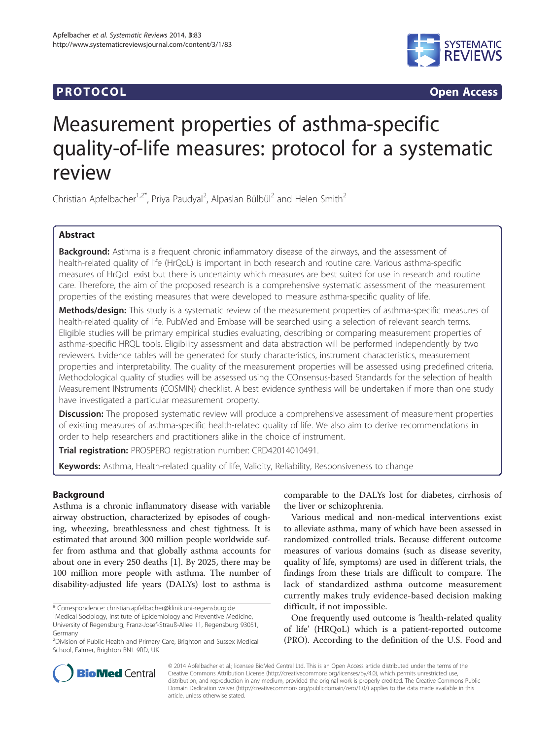PROTOCOL **Open Access**

# Measurement properties of asthma-specific quality-of-life measures: protocol for a systematic review

Christian Apfelbacher[1,2*], Priya Paudyal[2], Alpaslan Bülbül[2] and Helen Smith[2]

## Abstract

**Background:** Asthma is a frequent chronic inflammatory disease of the airways, and the assessment of health-related quality of life (HrQoL) is important in both research and routine care. Various asthma-specific measures of HrQoL exist but there is uncertainty which measures are best suited for use in research and routine care. Therefore, the aim of the proposed research is a comprehensive systematic assessment of the measurement properties of the existing measures that were developed to measure asthma-specific quality of life.

**Methods/design:** This study is a systematic review of the measurement properties of asthma-specific measures of health-related quality of life. PubMed and Embase will be searched using a selection of relevant search terms. Eligible studies will be primary empirical studies evaluating, describing or comparing measurement properties of asthma-specific HRQL tools. Eligibility assessment and data abstraction will be performed independently by two reviewers. Evidence tables will be generated for study characteristics, instrument characteristics, measurement properties and interpretability. The quality of the measurement properties will be assessed using predefined criteria. Methodological quality of studies will be assessed using the COnsensus-based Standards for the selection of health Measurement INstruments (COSMIN) checklist. A best evidence synthesis will be undertaken if more than one study have investigated a particular measurement property.

**Discussion:** The proposed systematic review will produce a comprehensive assessment of measurement properties of existing measures of asthma-specific health-related quality of life. We also aim to derive recommendations in order to help researchers and practitioners alike in the choice of instrument.

**Trial registration:** PROSPERO registration number: CRD42014010491.

**Keywords:** Asthma, Health-related quality of life, Validity, Reliability, Responsiveness to change

## Background

Asthma is a chronic inflammatory disease with variable airway obstruction, characterized by episodes of coughing, wheezing, breathlessness and chest tightness. It is estimated that around 300 million people worldwide suffer from asthma and that globally asthma accounts for about one in every 250 deaths [1]. By 2025, there may be 100 million more people with asthma. The number of disability-adjusted life years (DALYs) lost to asthma is comparable to the DALYs lost for diabetes, cirrhosis of the liver or schizophrenia.

Various medical and non-medical interventions exist to alleviate asthma, many of which have been assessed in randomized controlled trials. Because different outcome measures of various domains (such as disease severity, quality of life, symptoms) are used in different trials, the findings from these trials are difficult to compare. The lack of standardized asthma outcome measurement currently makes truly evidence-based decision making difficult, if not impossible.

One frequently used outcome is 'health-related quality of life' (HRQoL) which is a patient-reported outcome (PRO). According to the definition of the U.S. Food and

\* Correspondence: christian.apfelbacher@klinik.uni-regensburg.de
[1]Medical Sociology, Institute of Epidemiology and Preventive Medicine, University of Regensburg, Franz-Josef-Strauß-Allee 11, Regensburg 93051, Germany
[2]Division of Public Health and Primary Care, Brighton and Sussex Medical School, Falmer, Brighton BN1 9RD, UK

© 2014 Apfelbacher et al.; licensee BioMed Central Ltd. This is an Open Access article distributed under the terms of the Creative Commons Attribution License (http://creativecommons.org/licenses/by/4.0), which permits unrestricted use, distribution, and reproduction in any medium, provided the original work is properly credited. The Creative Commons Public Domain Dedication waiver (http://creativecommons.org/publicdomain/zero/1.0/) applies to the data made available in this article, unless otherwise stated.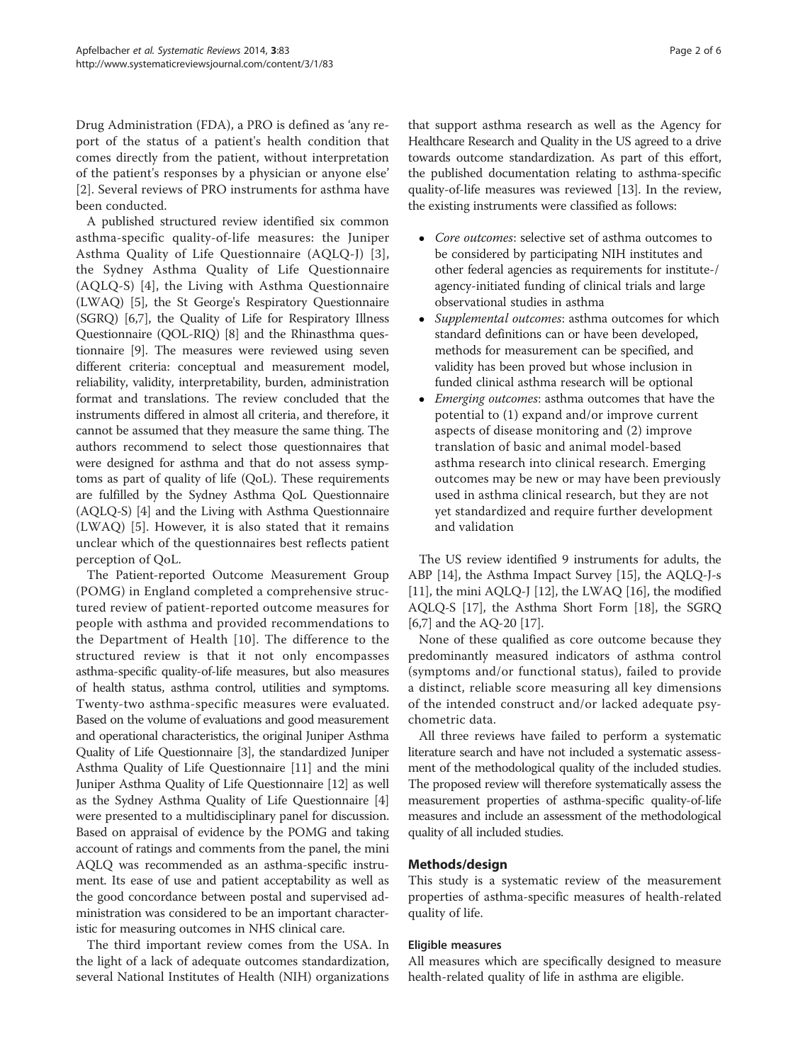Drug Administration (FDA), a PRO is defined as 'any report of the status of a patient's health condition that comes directly from the patient, without interpretation of the patient's responses by a physician or anyone else' [2]. Several reviews of PRO instruments for asthma have been conducted.

A published structured review identified six common asthma-specific quality-of-life measures: the Juniper Asthma Quality of Life Questionnaire (AQLQ-J) [3], the Sydney Asthma Quality of Life Questionnaire (AQLQ-S) [4], the Living with Asthma Questionnaire (LWAQ) [5], the St George's Respiratory Questionnaire (SGRQ) [6,7], the Quality of Life for Respiratory Illness Questionnaire (QOL-RIQ) [8] and the Rhinasthma questionnaire [9]. The measures were reviewed using seven different criteria: conceptual and measurement model, reliability, validity, interpretability, burden, administration format and translations. The review concluded that the instruments differed in almost all criteria, and therefore, it cannot be assumed that they measure the same thing. The authors recommend to select those questionnaires that were designed for asthma and that do not assess symptoms as part of quality of life (QoL). These requirements are fulfilled by the Sydney Asthma QoL Questionnaire (AQLQ-S) [4] and the Living with Asthma Questionnaire (LWAQ) [5]. However, it is also stated that it remains unclear which of the questionnaires best reflects patient perception of QoL.

The Patient-reported Outcome Measurement Group (POMG) in England completed a comprehensive structured review of patient-reported outcome measures for people with asthma and provided recommendations to the Department of Health [10]. The difference to the structured review is that it not only encompasses asthma-specific quality-of-life measures, but also measures of health status, asthma control, utilities and symptoms. Twenty-two asthma-specific measures were evaluated. Based on the volume of evaluations and good measurement and operational characteristics, the original Juniper Asthma Quality of Life Questionnaire [3], the standardized Juniper Asthma Quality of Life Questionnaire [11] and the mini Juniper Asthma Quality of Life Questionnaire [12] as well as the Sydney Asthma Quality of Life Questionnaire [4] were presented to a multidisciplinary panel for discussion. Based on appraisal of evidence by the POMG and taking account of ratings and comments from the panel, the mini AQLQ was recommended as an asthma-specific instrument. Its ease of use and patient acceptability as well as the good concordance between postal and supervised administration was considered to be an important characteristic for measuring outcomes in NHS clinical care.

The third important review comes from the USA. In the light of a lack of adequate outcomes standardization, several National Institutes of Health (NIH) organizations that support asthma research as well as the Agency for Healthcare Research and Quality in the US agreed to a drive towards outcome standardization. As part of this effort, the published documentation relating to asthma-specific quality-of-life measures was reviewed [13]. In the review, the existing instruments were classified as follows:

- *Core outcomes*: selective set of asthma outcomes to be considered by participating NIH institutes and other federal agencies as requirements for institute-/agency-initiated funding of clinical trials and large observational studies in asthma
- *Supplemental outcomes*: asthma outcomes for which standard definitions can or have been developed, methods for measurement can be specified, and validity has been proved but whose inclusion in funded clinical asthma research will be optional
- *Emerging outcomes*: asthma outcomes that have the potential to (1) expand and/or improve current aspects of disease monitoring and (2) improve translation of basic and animal model-based asthma research into clinical research. Emerging outcomes may be new or may have been previously used in asthma clinical research, but they are not yet standardized and require further development and validation

The US review identified 9 instruments for adults, the ABP [14], the Asthma Impact Survey [15], the AQLQ-J-s [11], the mini AQLQ-J [12], the LWAQ [16], the modified AQLQ-S [17], the Asthma Short Form [18], the SGRQ [6,7] and the AQ-20 [17].

None of these qualified as core outcome because they predominantly measured indicators of asthma control (symptoms and/or functional status), failed to provide a distinct, reliable score measuring all key dimensions of the intended construct and/or lacked adequate psychometric data.

All three reviews have failed to perform a systematic literature search and have not included a systematic assessment of the methodological quality of the included studies. The proposed review will therefore systematically assess the measurement properties of asthma-specific quality-of-life measures and include an assessment of the methodological quality of all included studies.

## Methods/design

This study is a systematic review of the measurement properties of asthma-specific measures of health-related quality of life.

### Eligible measures

All measures which are specifically designed to measure health-related quality of life in asthma are eligible.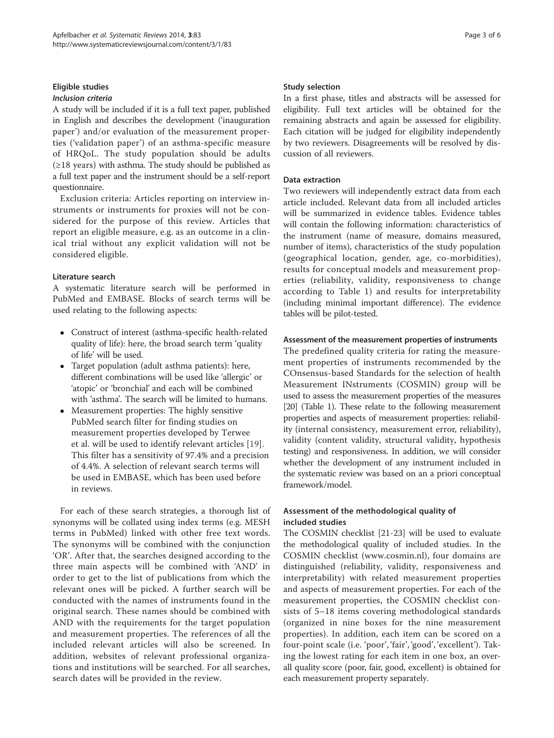### Eligible studies

#### *Inclusion criteria*

A study will be included if it is a full text paper, published in English and describes the development ('inauguration paper') and/or evaluation of the measurement properties ('validation paper') of an asthma-specific measure of HRQoL. The study population should be adults (≥18 years) with asthma. The study should be published as a full text paper and the instrument should be a self-report questionnaire.

Exclusion criteria: Articles reporting on interview instruments or instruments for proxies will not be considered for the purpose of this review. Articles that report an eligible measure, e.g. as an outcome in a clinical trial without any explicit validation will not be considered eligible.

### Literature search

A systematic literature search will be performed in PubMed and EMBASE. Blocks of search terms will be used relating to the following aspects:

- Construct of interest (asthma-specific health-related quality of life): here, the broad search term 'quality of life' will be used.
- Target population (adult asthma patients): here, different combinations will be used like 'allergic' or 'atopic' or 'bronchial' and each will be combined with 'asthma'. The search will be limited to humans.
- Measurement properties: The highly sensitive PubMed search filter for finding studies on measurement properties developed by Terwee et al. will be used to identify relevant articles [19]. This filter has a sensitivity of 97.4% and a precision of 4.4%. A selection of relevant search terms will be used in EMBASE, which has been used before in reviews.

For each of these search strategies, a thorough list of synonyms will be collated using index terms (e.g. MESH terms in PubMed) linked with other free text words. The synonyms will be combined with the conjunction 'OR'. After that, the searches designed according to the three main aspects will be combined with 'AND' in order to get to the list of publications from which the relevant ones will be picked. A further search will be conducted with the names of instruments found in the original search. These names should be combined with AND with the requirements for the target population and measurement properties. The references of all the included relevant articles will also be screened. In addition, websites of relevant professional organizations and institutions will be searched. For all searches, search dates will be provided in the review.

### Study selection

In a first phase, titles and abstracts will be assessed for eligibility. Full text articles will be obtained for the remaining abstracts and again be assessed for eligibility. Each citation will be judged for eligibility independently by two reviewers. Disagreements will be resolved by discussion of all reviewers.

### Data extraction

Two reviewers will independently extract data from each article included. Relevant data from all included articles will be summarized in evidence tables. Evidence tables will contain the following information: characteristics of the instrument (name of measure, domains measured, number of items), characteristics of the study population (geographical location, gender, age, co-morbidities), results for conceptual models and measurement properties (reliability, validity, responsiveness to change according to Table 1) and results for interpretability (including minimal important difference). The evidence tables will be pilot-tested.

### Assessment of the measurement properties of instruments

The predefined quality criteria for rating the measurement properties of instruments recommended by the COnsensus-based Standards for the selection of health Measurement INstruments (COSMIN) group will be used to assess the measurement properties of the measures [20] (Table 1). These relate to the following measurement properties and aspects of measurement properties: reliability (internal consistency, measurement error, reliability), validity (content validity, structural validity, hypothesis testing) and responsiveness. In addition, we will consider whether the development of any instrument included in the systematic review was based on an a priori conceptual framework/model.

### Assessment of the methodological quality of included studies

The COSMIN checklist [21-23] will be used to evaluate the methodological quality of included studies. In the COSMIN checklist (www.cosmin.nl), four domains are distinguished (reliability, validity, responsiveness and interpretability) with related measurement properties and aspects of measurement properties. For each of the measurement properties, the COSMIN checklist consists of 5–18 items covering methodological standards (organized in nine boxes for the nine measurement properties). In addition, each item can be scored on a four-point scale (i.e. 'poor', 'fair', 'good', 'excellent'). Taking the lowest rating for each item in one box, an overall quality score (poor, fair, good, excellent) is obtained for each measurement property separately.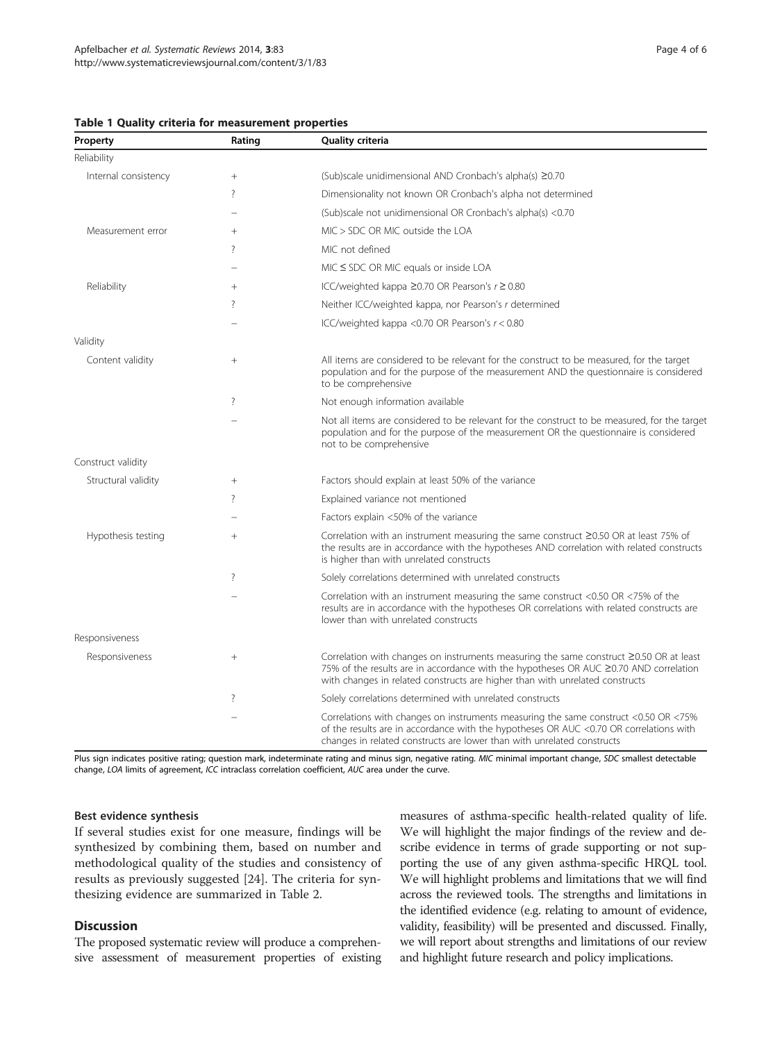**Table 1 Quality criteria for measurement properties**

| Property | Rating | Quality criteria |
|---|---|---|
| Reliability | | |
| Internal consistency | + | (Sub)scale unidimensional AND Cronbach's alpha(s) ≥0.70 |
| | ? | Dimensionality not known OR Cronbach's alpha not determined |
| | − | (Sub)scale not unidimensional OR Cronbach's alpha(s) <0.70 |
| Measurement error | + | MIC > SDC OR MIC outside the LOA |
| | ? | MIC not defined |
| | − | MIC ≤ SDC OR MIC equals or inside LOA |
| Reliability | + | ICC/weighted kappa ≥0.70 OR Pearson's $r \geq 0.80$ |
| | ? | Neither ICC/weighted kappa, nor Pearson's $r$ determined |
| | − | ICC/weighted kappa <0.70 OR Pearson's $r < 0.80$ |
| Validity | | |
| Content validity | + | All items are considered to be relevant for the construct to be measured, for the target population and for the purpose of the measurement AND the questionnaire is considered to be comprehensive |
| | ? | Not enough information available |
| | − | Not all items are considered to be relevant for the construct to be measured, for the target population and for the purpose of the measurement OR the questionnaire is considered not to be comprehensive |
| Construct validity | | |
| Structural validity | + | Factors should explain at least 50% of the variance |
| | ? | Explained variance not mentioned |
| | − | Factors explain <50% of the variance |
| Hypothesis testing | + | Correlation with an instrument measuring the same construct ≥0.50 OR at least 75% of the results are in accordance with the hypotheses AND correlation with related constructs is higher than with unrelated constructs |
| | ? | Solely correlations determined with unrelated constructs |
| | − | Correlation with an instrument measuring the same construct <0.50 OR <75% of the results are in accordance with the hypotheses OR correlations with related constructs are lower than with unrelated constructs |
| Responsiveness | | |
| Responsiveness | + | Correlation with changes on instruments measuring the same construct ≥0.50 OR at least 75% of the results are in accordance with the hypotheses OR AUC ≥0.70 AND correlation with changes in related constructs are higher than with unrelated constructs |
| | ? | Solely correlations determined with unrelated constructs |
| | − | Correlations with changes on instruments measuring the same construct <0.50 OR <75% of the results are in accordance with the hypotheses OR AUC <0.70 OR correlations with changes in related constructs are lower than with unrelated constructs |

Plus sign indicates positive rating; question mark, indeterminate rating and minus sign, negative rating. *MIC* minimal important change, *SDC* smallest detectable change, *LOA* limits of agreement, *ICC* intraclass correlation coefficient, *AUC* area under the curve.

### Best evidence synthesis

If several studies exist for one measure, findings will be synthesized by combining them, based on number and methodological quality of the studies and consistency of results as previously suggested [24]. The criteria for synthesizing evidence are summarized in Table 2.

## Discussion

The proposed systematic review will produce a comprehensive assessment of measurement properties of existing measures of asthma-specific health-related quality of life. We will highlight the major findings of the review and describe evidence in terms of grade supporting or not supporting the use of any given asthma-specific HRQL tool. We will highlight problems and limitations that we will find across the reviewed tools. The strengths and limitations in the identified evidence (e.g. relating to amount of evidence, validity, feasibility) will be presented and discussed. Finally, we will report about strengths and limitations of our review and highlight future research and policy implications.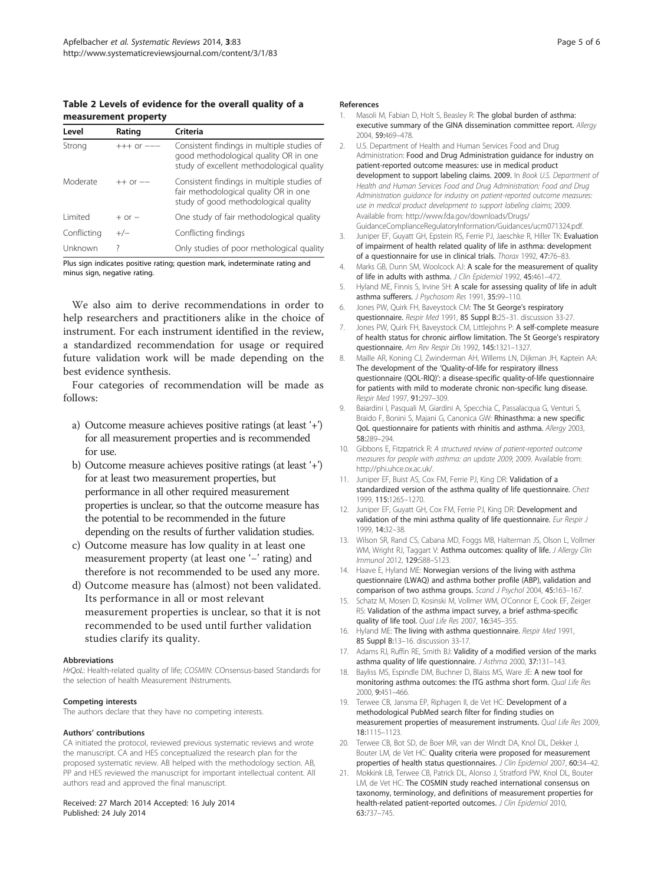**Table 2 Levels of evidence for the overall quality of a measurement property**

| Level | Rating | Criteria |
|---|---|---|
| Strong | +++ or −−− | Consistent findings in multiple studies of good methodological quality OR in one study of excellent methodological quality |
| Moderate | ++ or −− | Consistent findings in multiple studies of fair methodological quality OR in one study of good methodological quality |
| Limited | + or − | One study of fair methodological quality |
| Conflicting | +/− | Conflicting findings |
| Unknown | ? | Only studies of poor methological quality |

Plus sign indicates positive rating; question mark, indeterminate rating and minus sign, negative rating.

We also aim to derive recommendations in order to help researchers and practitioners alike in the choice of instrument. For each instrument identified in the review, a standardized recommendation for usage or required future validation work will be made depending on the best evidence synthesis.

Four categories of recommendation will be made as follows:

a) Outcome measure achieves positive ratings (at least '+') for all measurement properties and is recommended for use.
b) Outcome measure achieves positive ratings (at least '+') for at least two measurement properties, but performance in all other required measurement properties is unclear, so that the outcome measure has the potential to be recommended in the future depending on the results of further validation studies.
c) Outcome measure has low quality in at least one measurement property (at least one '−' rating) and therefore is not recommended to be used any more.
d) Outcome measure has (almost) not been validated. Its performance in all or most relevant measurement properties is unclear, so that it is not recommended to be used until further validation studies clarify its quality.

#### Abbreviations

*HrQoL*: Health-related quality of life; *COSMIN*: COnsensus-based Standards for the selection of health Measurement INstruments.

#### Competing interests

The authors declare that they have no competing interests.

#### Authors' contributions

CA initiated the protocol, reviewed previous systematic reviews and wrote the manuscript. CA and HES conceptualized the research plan for the proposed systematic review. AB helped with the methodology section. AB, PP and HES reviewed the manuscript for important intellectual content. All authors read and approved the final manuscript.

Received: 27 March 2014 Accepted: 16 July 2014
Published: 24 July 2014

#### References

1. Masoli M, Fabian D, Holt S, Beasley R: **The global burden of asthma: executive summary of the GINA dissemination committee report.** *Allergy* 2004, **59:**469–478.
2. U.S. Department of Health and Human Services Food and Drug Administration: **Food and Drug Administration guidance for industry on patient-reported outcome measures: use in medical product development to support labeling claims. 2009.** In *Book U.S. Department of Health and Human Services Food and Drug Administration: Food and Drug Administration guidance for industry on patient-reported outcome measures: use in medical product development to support labeling claims*; 2009. Available from: http://www.fda.gov/downloads/Drugs/GuidanceComplianceRegulatoryInformation/Guidances/ucm071324.pdf.
3. Juniper EF, Guyatt GH, Epstein RS, Ferrie PJ, Jaeschke R, Hiller TK: **Evaluation of impairment of health related quality of life in asthma: development of a questionnaire for use in clinical trials.** *Thorax* 1992, **47:**76–83.
4. Marks GB, Dunn SM, Woolcock AJ: **A scale for the measurement of quality of life in adults with asthma.** *J Clin Epidemiol* 1992, **45:**461–472.
5. Hyland ME, Finnis S, Irvine SH: **A scale for assessing quality of life in adult asthma sufferers.** *J Psychosom Res* 1991, **35:**99–110.
6. Jones PW, Quirk FH, Baveystock CM: **The St George's respiratory questionnaire.** *Respir Med* 1991, **85 Suppl B:**25–31. discussion 33-27.
7. Jones PW, Quirk FH, Baveystock CM, Littlejohns P: **A self-complete measure of health status for chronic airflow limitation. The St George's respiratory questionnaire.** *Am Rev Respir Dis* 1992, **145:**1321–1327.
8. Maille AR, Koning CJ, Zwinderman AH, Willems LN, Dijkman JH, Kaptein AA: **The development of the 'Quality-of-life for respiratory illness questionnaire (QOL-RIQ)': a disease-specific quality-of-life questionnaire for patients with mild to moderate chronic non-specific lung disease.** *Respir Med* 1997, **91:**297–309.
9. Baiardini I, Pasquali M, Giardini A, Specchia C, Passalacqua G, Venturi S, Braido F, Bonini S, Majani G, Canonica GW: **Rhinasthma: a new specific QoL questionnaire for patients with rhinitis and asthma.** *Allergy* 2003, **58:**289–294.
10. Gibbons E, Fitzpatrick R: *A structured review of patient-reported outcome measures for people with asthma: an update 2009*; 2009. Available from: http://phi.uhce.ox.ac.uk/.
11. Juniper EF, Buist AS, Cox FM, Ferrie PJ, King DR: **Validation of a standardized version of the asthma quality of life questionnaire.** *Chest* 1999, **115:**1265–1270.
12. Juniper EF, Guyatt GH, Cox FM, Ferrie PJ, King DR: **Development and validation of the mini asthma quality of life questionnaire.** *Eur Respir J* 1999, **14:**32–38.
13. Wilson SR, Rand CS, Cabana MD, Foggs MB, Halterman JS, Olson L, Vollmer WM, Wright RJ, Taggart V: **Asthma outcomes: quality of life.** *J Allergy Clin Immunol* 2012, **129:**S88–S123.
14. Haave E, Hyland ME: **Norwegian versions of the living with asthma questionnaire (LWAQ) and asthma bother profile (ABP), validation and comparison of two asthma groups.** *Scand J Psychol* 2004, **45:**163–167.
15. Schatz M, Mosen D, Kosinski M, Vollmer WM, O'Connor E, Cook EF, Zeiger RS: **Validation of the asthma impact survey, a brief asthma-specific quality of life tool.** *Qual Life Res* 2007, **16:**345–355.
16. Hyland ME: **The living with asthma questionnaire.** *Respir Med* 1991, **85 Suppl B:**13–16. discussion 33-17.
17. Adams RJ, Ruffin RE, Smith BJ: **Validity of a modified version of the marks asthma quality of life questionnaire.** *J Asthma* 2000, **37:**131–143.
18. Bayliss MS, Espindle DM, Buchner D, Blaiss MS, Ware JE: **A new tool for monitoring asthma outcomes: the ITG asthma short form.** *Qual Life Res* 2000, **9:**451–466.
19. Terwee CB, Jansma EP, Riphagen II, de Vet HC: **Development of a methodological PubMed search filter for finding studies on measurement properties of measurement instruments.** *Qual Life Res* 2009, **18:**1115–1123.
20. Terwee CB, Bot SD, de Boer MR, van der Windt DA, Knol DL, Dekker J, Bouter LM, de Vet HC: **Quality criteria were proposed for measurement properties of health status questionnaires.** *J Clin Epidemiol* 2007, **60:**34–42.
21. Mokkink LB, Terwee CB, Patrick DL, Alonso J, Stratford PW, Knol DL, Bouter LM, de Vet HC: **The COSMIN study reached international consensus on taxonomy, terminology, and definitions of measurement properties for health-related patient-reported outcomes.** *J Clin Epidemiol* 2010, **63:**737–745.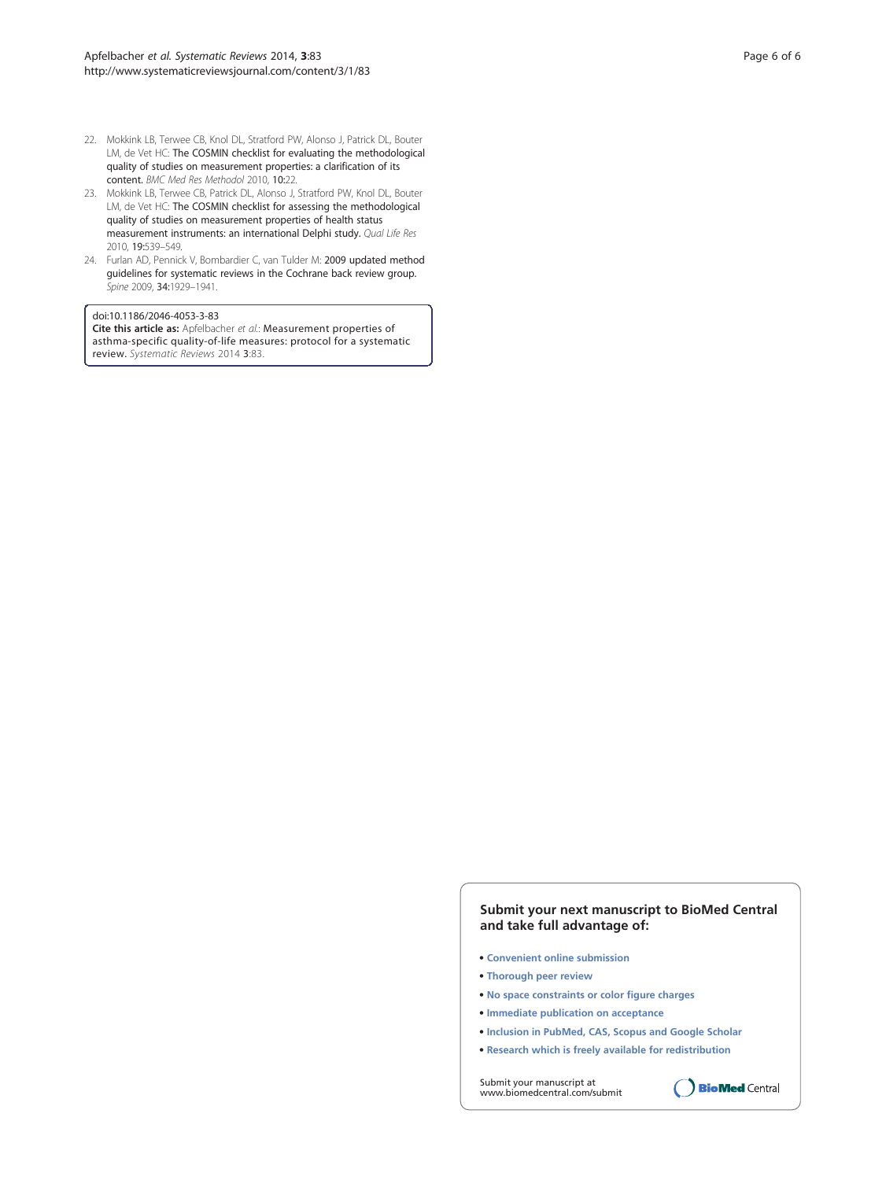22. Mokkink LB, Terwee CB, Knol DL, Stratford PW, Alonso J, Patrick DL, Bouter LM, de Vet HC: **The COSMIN checklist for evaluating the methodological quality of studies on measurement properties: a clarification of its content.** *BMC Med Res Methodol* 2010, **10:**22.
23. Mokkink LB, Terwee CB, Patrick DL, Alonso J, Stratford PW, Knol DL, Bouter LM, de Vet HC: **The COSMIN checklist for assessing the methodological quality of studies on measurement properties of health status measurement instruments: an international Delphi study.** *Qual Life Res* 2010, **19:**539–549.
24. Furlan AD, Pennick V, Bombardier C, van Tulder M: **2009 updated method guidelines for systematic reviews in the Cochrane back review group.** *Spine* 2009, **34:**1929–1941.

doi:10.1186/2046-4053-3-83
**Cite this article as:** Apfelbacher *et al.*: Measurement properties of asthma-specific quality-of-life measures: protocol for a systematic review. *Systematic Reviews* 2014 **3**:83.

**Submit your next manuscript to BioMed Central and take full advantage of:**

- **Convenient online submission**
- **Thorough peer review**
- **No space constraints or color figure charges**
- **Immediate publication on acceptance**
- **Inclusion in PubMed, CAS, Scopus and Google Scholar**
- **Research which is freely available for redistribution**

Submit your manuscript at
www.biomedcentral.com/submit

BioMed Central